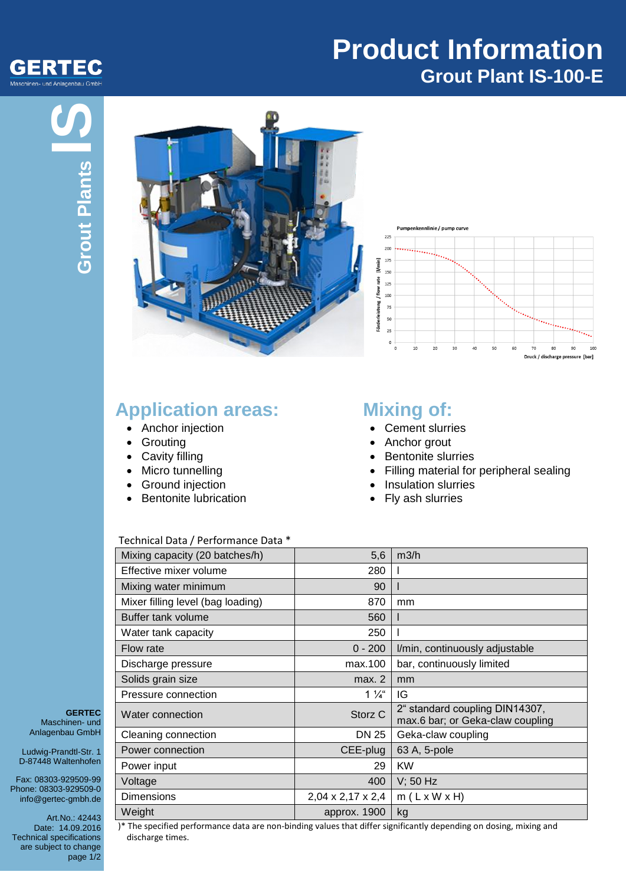# Product Information

## Grout Plant IS-100-E

GERTEC
Maschinen- und Anlagenbau GmbH

Grout Plants IS

Pumpenkennlinie / pump curve

## Application areas:

- Anchor injection
- Grouting
- Cavity filling
- Micro tunnelling
- Ground injection
- Bentonite lubrication

## Mixing of:

- Cement slurries
- Anchor grout
- Bentonite slurries
- Filling material for peripheral sealing
- Insulation slurries
- Fly ash slurries

Technical Data / Performance Data *

| Parameter | Value | Unit |
|---|---|---|
| Mixing capacity (20 batches/h) | 5,6 | m3/h |
| Effective mixer volume | 280 | l |
| Mixing water minimum | 90 | l |
| Mixer filling level (bag loading) | 870 | mm |
| Buffer tank volume | 560 | l |
| Water tank capacity | 250 | l |
| Flow rate | 0 - 200 | l/min, continuously adjustable |
| Discharge pressure | max.100 | bar, continuously limited |
| Solids grain size | max. 2 | mm |
| Pressure connection | 1 ¼“ | IG |
| Water connection | Storz C | 2“ standard coupling DIN14307, max.6 bar; or Geka-claw coupling |
| Cleaning connection | DN 25 | Geka-claw coupling |
| Power connection | CEE-plug | 63 A, 5-pole |
| Power input | 29 | KW |
| Voltage | 400 | V; 50 Hz |
| Dimensions | 2,04 x 2,17 x 2,4 | m ( L x W x H) |
| Weight | approx. 1900 | kg |

)* The specified performance data are non-binding values that differ significantly depending on dosing, mixing and discharge times.

**GERTEC**
Maschinen- und Anlagenbau GmbH

Ludwig-Prandtl-Str. 1
D-87448 Waltenhofen

Fax: 08303-929509-99
Phone: 08303-929509-0
info@gertec-gmbh.de

Art.No.: 42443
Date: 14.09.2016
Technical specifications are subject to change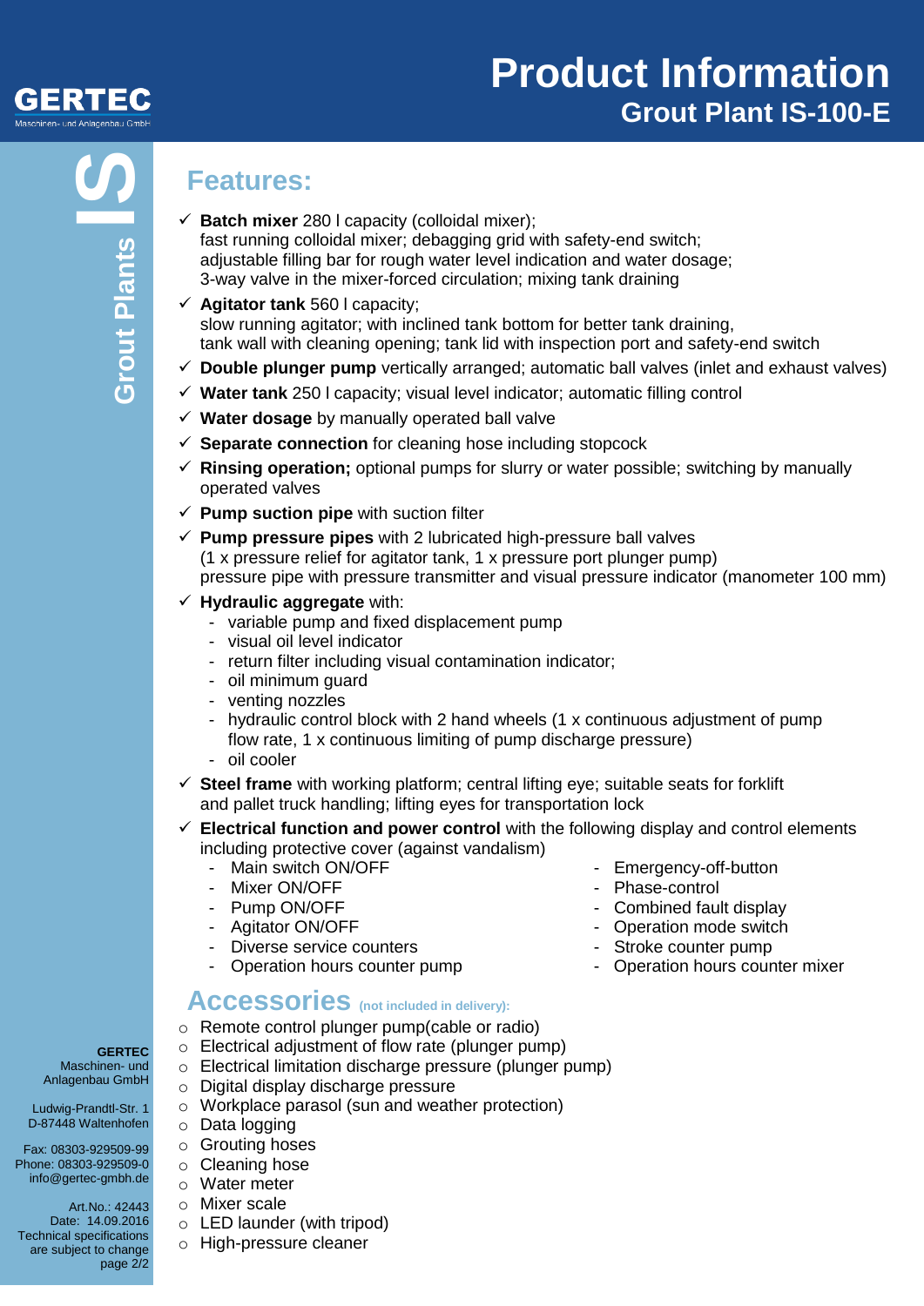# Product Information
## Grout Plant IS-100-E

GERTEC
Maschinen- und Anlagenbau GmbH

Grout Plants IS

## Features:

- ✓ **Batch mixer** 280 l capacity (colloidal mixer);
  fast running colloidal mixer; debagging grid with safety-end switch;
  adjustable filling bar for rough water level indication and water dosage;
  3-way valve in the mixer-forced circulation; mixing tank draining
- ✓ **Agitator tank** 560 l capacity;
  slow running agitator; with inclined tank bottom for better tank draining,
  tank wall with cleaning opening; tank lid with inspection port and safety-end switch
- ✓ **Double plunger pump** vertically arranged; automatic ball valves (inlet and exhaust valves)
- ✓ **Water tank** 250 l capacity; visual level indicator; automatic filling control
- ✓ **Water dosage** by manually operated ball valve
- ✓ **Separate connection** for cleaning hose including stopcock
- ✓ **Rinsing operation;** optional pumps for slurry or water possible; switching by manually operated valves
- ✓ **Pump suction pipe** with suction filter
- ✓ **Pump pressure pipes** with 2 lubricated high-pressure ball valves
  (1 x pressure relief for agitator tank, 1 x pressure port plunger pump)
  pressure pipe with pressure transmitter and visual pressure indicator (manometer 100 mm)
- ✓ **Hydraulic aggregate** with:
  - variable pump and fixed displacement pump
  - visual oil level indicator
  - return filter including visual contamination indicator;
  - oil minimum guard
  - venting nozzles
  - hydraulic control block with 2 hand wheels (1 x continuous adjustment of pump flow rate, 1 x continuous limiting of pump discharge pressure)
  - oil cooler
- ✓ **Steel frame** with working platform; central lifting eye; suitable seats for forklift and pallet truck handling; lifting eyes for transportation lock
- ✓ **Electrical function and power control** with the following display and control elements including protective cover (against vandalism)
  - Main switch ON/OFF
  - Mixer ON/OFF
  - Pump ON/OFF
  - Agitator ON/OFF
  - Diverse service counters
  - Operation hours counter pump
  - Emergency-off-button
  - Phase-control
  - Combined fault display
  - Operation mode switch
  - Stroke counter pump
  - Operation hours counter mixer

## Accessories (not included in delivery):

- Remote control plunger pump(cable or radio)
- Electrical adjustment of flow rate (plunger pump)
- Electrical limitation discharge pressure (plunger pump)
- Digital display discharge pressure
- Workplace parasol (sun and weather protection)
- Data logging
- Grouting hoses
- Cleaning hose
- Water meter
- Mixer scale
- LED launder (with tripod)
- High-pressure cleaner

**GERTEC**
Maschinen- und
Anlagenbau GmbH

Ludwig-Prandtl-Str. 1
D-87448 Waltenhofen

Fax: 08303-929509-99
Phone: 08303-929509-0
info@gertec-gmbh.de

Art.No.: 42443
Date: 14.09.2016
Technical specifications are subject to change